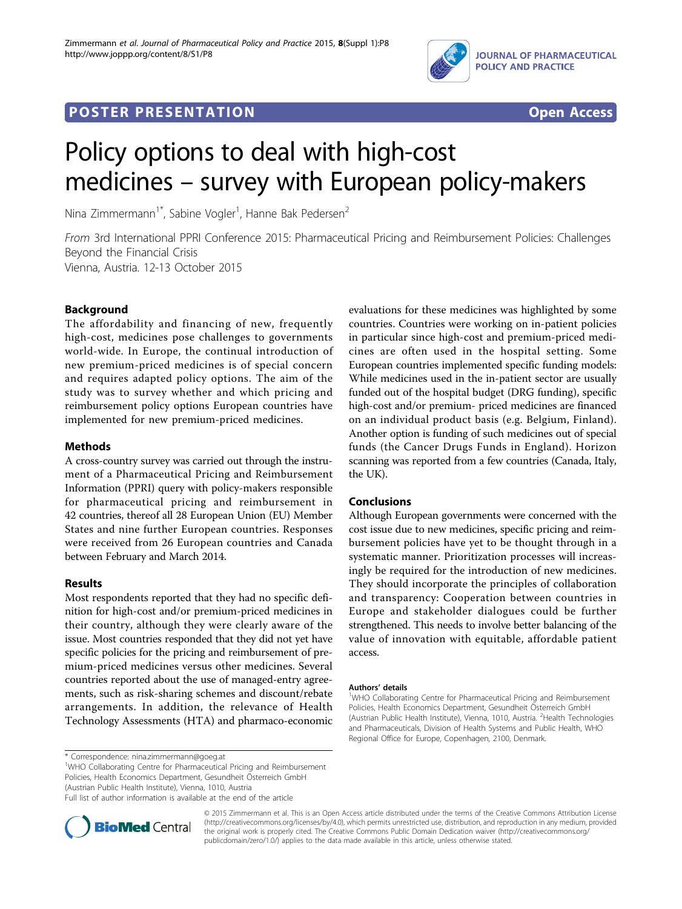POSTER PRESENTATION Open Access

# Policy options to deal with high-cost medicines – survey with European policy-makers

Nina Zimmermann[1*], Sabine Vogler[1], Hanne Bak Pedersen[2]

*From* 3rd International PPRI Conference 2015: Pharmaceutical Pricing and Reimbursement Policies: Challenges Beyond the Financial Crisis
Vienna, Austria. 12-13 October 2015

## Background

The affordability and financing of new, frequently high-cost, medicines pose challenges to governments world-wide. In Europe, the continual introduction of new premium-priced medicines is of special concern and requires adapted policy options. The aim of the study was to survey whether and which pricing and reimbursement policy options European countries have implemented for new premium-priced medicines.

## Methods

A cross-country survey was carried out through the instrument of a Pharmaceutical Pricing and Reimbursement Information (PPRI) query with policy-makers responsible for pharmaceutical pricing and reimbursement in 42 countries, thereof all 28 European Union (EU) Member States and nine further European countries. Responses were received from 26 European countries and Canada between February and March 2014.

## Results

Most respondents reported that they had no specific definition for high-cost and/or premium-priced medicines in their country, although they were clearly aware of the issue. Most countries responded that they did not yet have specific policies for the pricing and reimbursement of premium-priced medicines versus other medicines. Several countries reported about the use of managed-entry agreements, such as risk-sharing schemes and discount/rebate arrangements. In addition, the relevance of Health Technology Assessments (HTA) and pharmaco-economic evaluations for these medicines was highlighted by some countries. Countries were working on in-patient policies in particular since high-cost and premium-priced medicines are often used in the hospital setting. Some European countries implemented specific funding models: While medicines used in the in-patient sector are usually funded out of the hospital budget (DRG funding), specific high-cost and/or premium- priced medicines are financed on an individual product basis (e.g. Belgium, Finland). Another option is funding of such medicines out of special funds (the Cancer Drugs Funds in England). Horizon scanning was reported from a few countries (Canada, Italy, the UK).

## Conclusions

Although European governments were concerned with the cost issue due to new medicines, specific pricing and reimbursement policies have yet to be thought through in a systematic manner. Prioritization processes will increasingly be required for the introduction of new medicines. They should incorporate the principles of collaboration and transparency: Cooperation between countries in Europe and stakeholder dialogues could be further strengthened. This needs to involve better balancing of the value of innovation with equitable, affordable patient access.

#### Authors' details

[1]WHO Collaborating Centre for Pharmaceutical Pricing and Reimbursement Policies, Health Economics Department, Gesundheit Österreich GmbH (Austrian Public Health Institute), Vienna, 1010, Austria. [2]Health Technologies and Pharmaceuticals, Division of Health Systems and Public Health, WHO Regional Office for Europe, Copenhagen, 2100, Denmark.

\* Correspondence: nina.zimmermann@goeg.at
[1]WHO Collaborating Centre for Pharmaceutical Pricing and Reimbursement Policies, Health Economics Department, Gesundheit Österreich GmbH (Austrian Public Health Institute), Vienna, 1010, Austria
Full list of author information is available at the end of the article

© 2015 Zimmermann et al. This is an Open Access article distributed under the terms of the Creative Commons Attribution License (http://creativecommons.org/licenses/by/4.0), which permits unrestricted use, distribution, and reproduction in any medium, provided the original work is properly cited. The Creative Commons Public Domain Dedication waiver (http://creativecommons.org/publicdomain/zero/1.0/) applies to the data made available in this article, unless otherwise stated.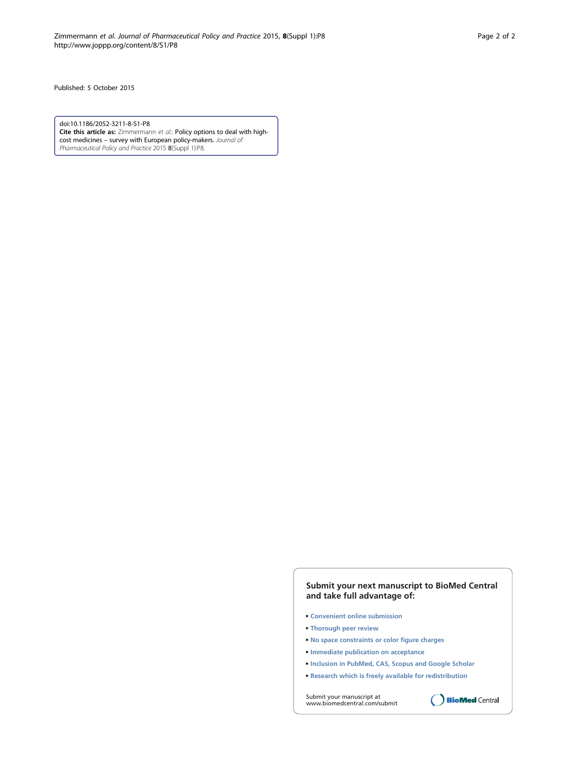Published: 5 October 2015

doi:10.1186/2052-3211-8-S1-P8

**Cite this article as:** Zimmermann *et al.*: Policy options to deal with high-cost medicines – survey with European policy-makers. *Journal of Pharmaceutical Policy and Practice* 2015 **8**(Suppl 1):P8.

**Submit your next manuscript to BioMed Central and take full advantage of:**

- **Convenient online submission**
- **Thorough peer review**
- **No space constraints or color figure charges**
- **Immediate publication on acceptance**
- **Inclusion in PubMed, CAS, Scopus and Google Scholar**
- **Research which is freely available for redistribution**

Submit your manuscript at
www.biomedcentral.com/submit

BioMed Central